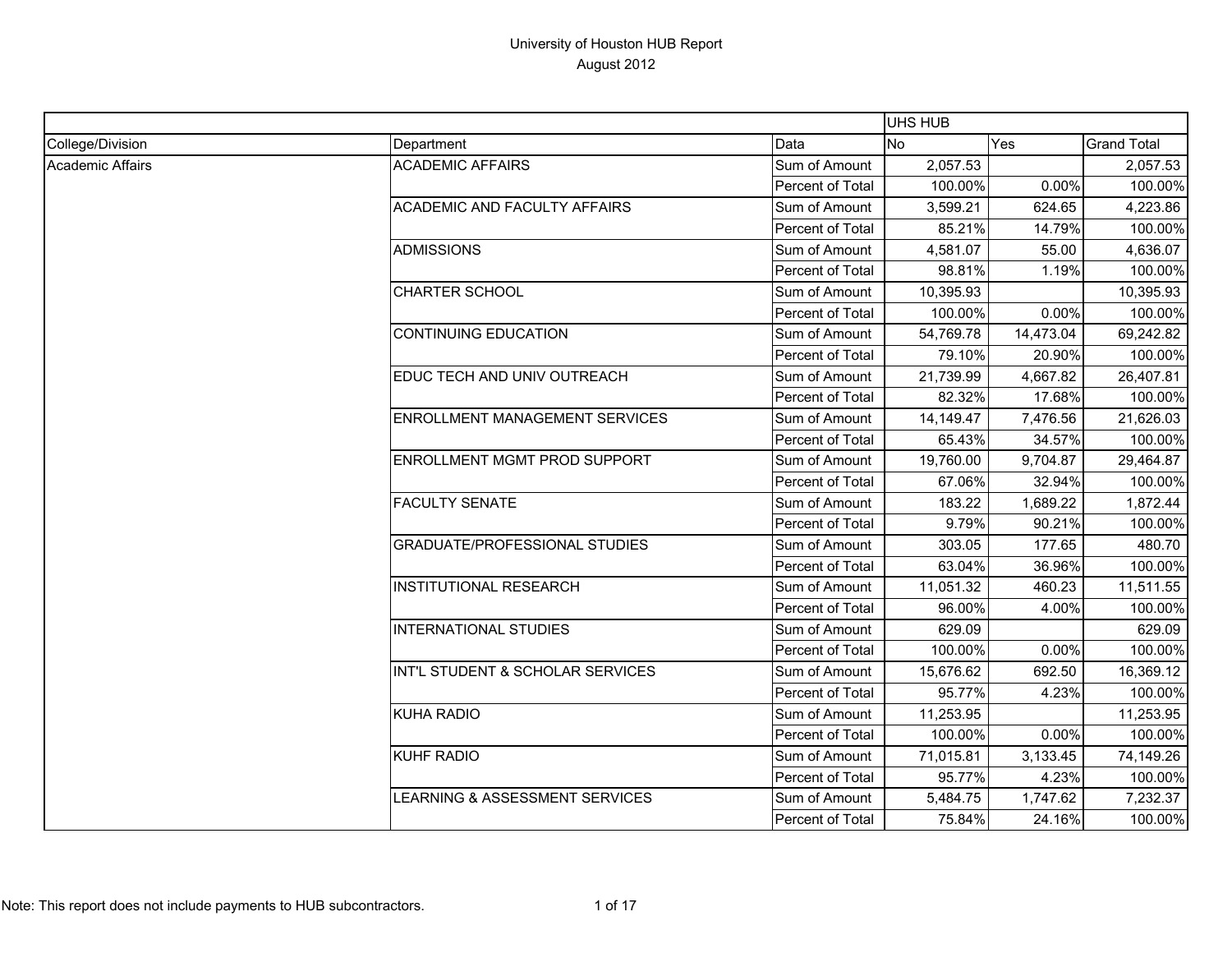# University of Houston HUB Report
## August 2012

| | | | UHS HUB | | |
|---|---|---|---|---|---|
| College/Division | Department | Data | No | Yes | Grand Total |
| Academic Affairs | ACADEMIC AFFAIRS | Sum of Amount | 2,057.53 | | 2,057.53 |
| | | Percent of Total | 100.00% | 0.00% | 100.00% |
| | ACADEMIC AND FACULTY AFFAIRS | Sum of Amount | 3,599.21 | 624.65 | 4,223.86 |
| | | Percent of Total | 85.21% | 14.79% | 100.00% |
| | ADMISSIONS | Sum of Amount | 4,581.07 | 55.00 | 4,636.07 |
| | | Percent of Total | 98.81% | 1.19% | 100.00% |
| | CHARTER SCHOOL | Sum of Amount | 10,395.93 | | 10,395.93 |
| | | Percent of Total | 100.00% | 0.00% | 100.00% |
| | CONTINUING EDUCATION | Sum of Amount | 54,769.78 | 14,473.04 | 69,242.82 |
| | | Percent of Total | 79.10% | 20.90% | 100.00% |
| | EDUC TECH AND UNIV OUTREACH | Sum of Amount | 21,739.99 | 4,667.82 | 26,407.81 |
| | | Percent of Total | 82.32% | 17.68% | 100.00% |
| | ENROLLMENT MANAGEMENT SERVICES | Sum of Amount | 14,149.47 | 7,476.56 | 21,626.03 |
| | | Percent of Total | 65.43% | 34.57% | 100.00% |
| | ENROLLMENT MGMT PROD SUPPORT | Sum of Amount | 19,760.00 | 9,704.87 | 29,464.87 |
| | | Percent of Total | 67.06% | 32.94% | 100.00% |
| | FACULTY SENATE | Sum of Amount | 183.22 | 1,689.22 | 1,872.44 |
| | | Percent of Total | 9.79% | 90.21% | 100.00% |
| | GRADUATE/PROFESSIONAL STUDIES | Sum of Amount | 303.05 | 177.65 | 480.70 |
| | | Percent of Total | 63.04% | 36.96% | 100.00% |
| | INSTITUTIONAL RESEARCH | Sum of Amount | 11,051.32 | 460.23 | 11,511.55 |
| | | Percent of Total | 96.00% | 4.00% | 100.00% |
| | INTERNATIONAL STUDIES | Sum of Amount | 629.09 | | 629.09 |
| | | Percent of Total | 100.00% | 0.00% | 100.00% |
| | INT'L STUDENT & SCHOLAR SERVICES | Sum of Amount | 15,676.62 | 692.50 | 16,369.12 |
| | | Percent of Total | 95.77% | 4.23% | 100.00% |
| | KUHA RADIO | Sum of Amount | 11,253.95 | | 11,253.95 |
| | | Percent of Total | 100.00% | 0.00% | 100.00% |
| | KUHF RADIO | Sum of Amount | 71,015.81 | 3,133.45 | 74,149.26 |
| | | Percent of Total | 95.77% | 4.23% | 100.00% |
| | LEARNING & ASSESSMENT SERVICES | Sum of Amount | 5,484.75 | 1,747.62 | 7,232.37 |
| | | Percent of Total | 75.84% | 24.16% | 100.00% |

Note: This report does not include payments to HUB subcontractors.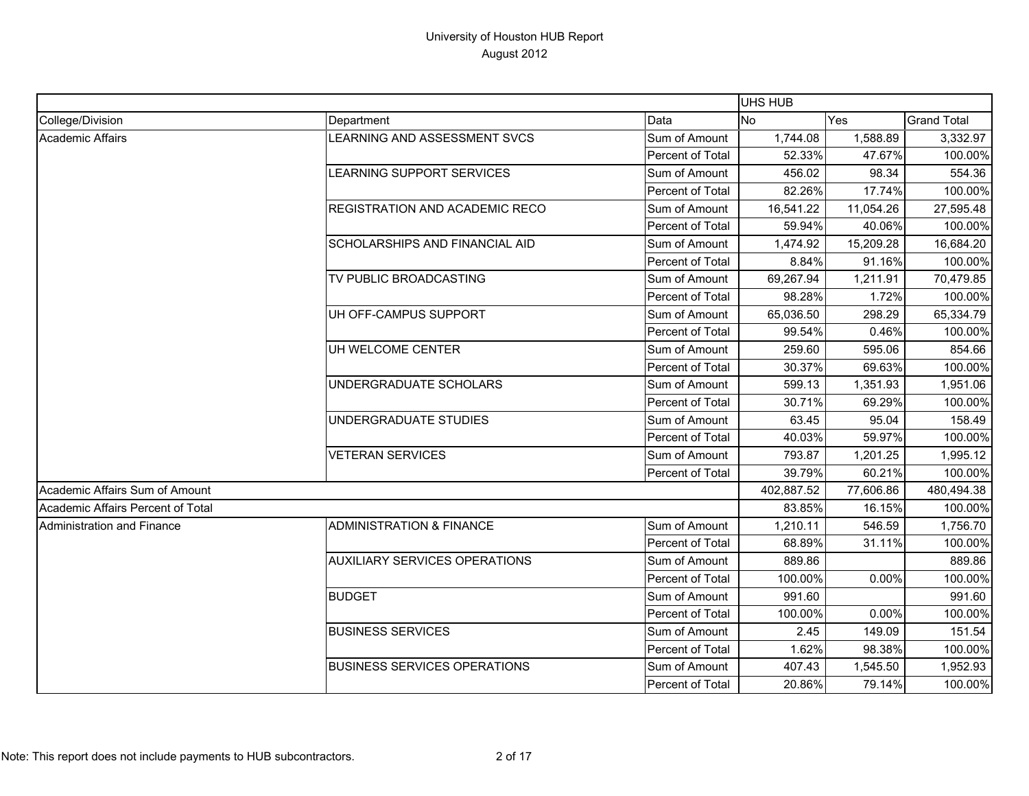# University of Houston HUB Report
August 2012

| | | | UHS HUB | | |
|---|---|---|---|---|---|
| College/Division | Department | Data | No | Yes | Grand Total |
| Academic Affairs | LEARNING AND ASSESSMENT SVCS | Sum of Amount | 1,744.08 | 1,588.89 | 3,332.97 |
| | | Percent of Total | 52.33% | 47.67% | 100.00% |
| | LEARNING SUPPORT SERVICES | Sum of Amount | 456.02 | 98.34 | 554.36 |
| | | Percent of Total | 82.26% | 17.74% | 100.00% |
| | REGISTRATION AND ACADEMIC RECO | Sum of Amount | 16,541.22 | 11,054.26 | 27,595.48 |
| | | Percent of Total | 59.94% | 40.06% | 100.00% |
| | SCHOLARSHIPS AND FINANCIAL AID | Sum of Amount | 1,474.92 | 15,209.28 | 16,684.20 |
| | | Percent of Total | 8.84% | 91.16% | 100.00% |
| | TV PUBLIC BROADCASTING | Sum of Amount | 69,267.94 | 1,211.91 | 70,479.85 |
| | | Percent of Total | 98.28% | 1.72% | 100.00% |
| | UH OFF-CAMPUS SUPPORT | Sum of Amount | 65,036.50 | 298.29 | 65,334.79 |
| | | Percent of Total | 99.54% | 0.46% | 100.00% |
| | UH WELCOME CENTER | Sum of Amount | 259.60 | 595.06 | 854.66 |
| | | Percent of Total | 30.37% | 69.63% | 100.00% |
| | UNDERGRADUATE SCHOLARS | Sum of Amount | 599.13 | 1,351.93 | 1,951.06 |
| | | Percent of Total | 30.71% | 69.29% | 100.00% |
| | UNDERGRADUATE STUDIES | Sum of Amount | 63.45 | 95.04 | 158.49 |
| | | Percent of Total | 40.03% | 59.97% | 100.00% |
| | VETERAN SERVICES | Sum of Amount | 793.87 | 1,201.25 | 1,995.12 |
| | | Percent of Total | 39.79% | 60.21% | 100.00% |
| Academic Affairs Sum of Amount | | | 402,887.52 | 77,606.86 | 480,494.38 |
| Academic Affairs Percent of Total | | | 83.85% | 16.15% | 100.00% |
| Administration and Finance | ADMINISTRATION & FINANCE | Sum of Amount | 1,210.11 | 546.59 | 1,756.70 |
| | | Percent of Total | 68.89% | 31.11% | 100.00% |
| | AUXILIARY SERVICES OPERATIONS | Sum of Amount | 889.86 | | 889.86 |
| | | Percent of Total | 100.00% | 0.00% | 100.00% |
| | BUDGET | Sum of Amount | 991.60 | | 991.60 |
| | | Percent of Total | 100.00% | 0.00% | 100.00% |
| | BUSINESS SERVICES | Sum of Amount | 2.45 | 149.09 | 151.54 |
| | | Percent of Total | 1.62% | 98.38% | 100.00% |
| | BUSINESS SERVICES OPERATIONS | Sum of Amount | 407.43 | 1,545.50 | 1,952.93 |
| | | Percent of Total | 20.86% | 79.14% | 100.00% |

Note: This report does not include payments to HUB subcontractors.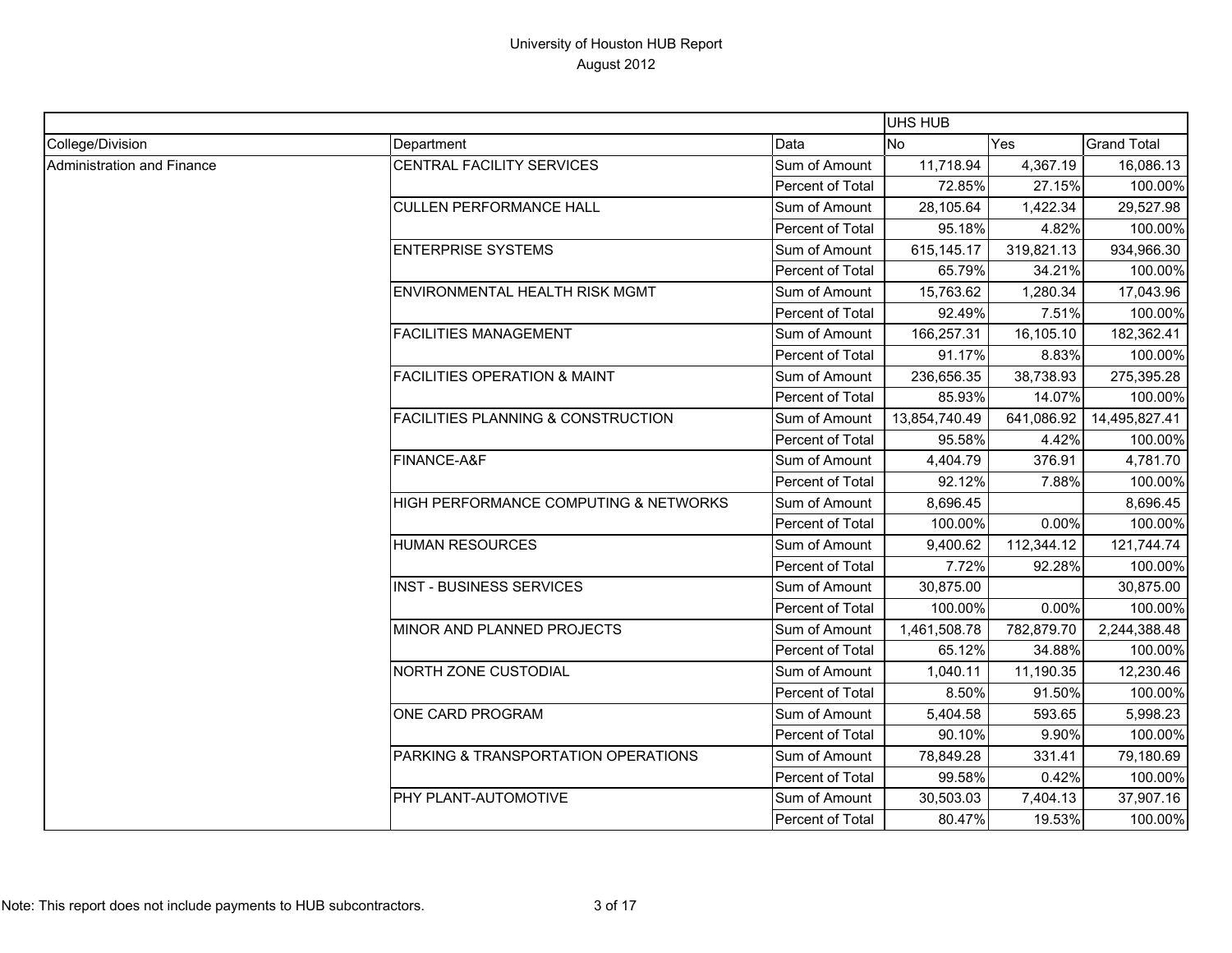# University of Houston HUB Report
## August 2012

| | | | UHS HUB | | |
|---|---|---|---|---|---|
| College/Division | Department | Data | No | Yes | Grand Total |
| Administration and Finance | CENTRAL FACILITY SERVICES | Sum of Amount | 11,718.94 | 4,367.19 | 16,086.13 |
| | | Percent of Total | 72.85% | 27.15% | 100.00% |
| | CULLEN PERFORMANCE HALL | Sum of Amount | 28,105.64 | 1,422.34 | 29,527.98 |
| | | Percent of Total | 95.18% | 4.82% | 100.00% |
| | ENTERPRISE SYSTEMS | Sum of Amount | 615,145.17 | 319,821.13 | 934,966.30 |
| | | Percent of Total | 65.79% | 34.21% | 100.00% |
| | ENVIRONMENTAL HEALTH RISK MGMT | Sum of Amount | 15,763.62 | 1,280.34 | 17,043.96 |
| | | Percent of Total | 92.49% | 7.51% | 100.00% |
| | FACILITIES MANAGEMENT | Sum of Amount | 166,257.31 | 16,105.10 | 182,362.41 |
| | | Percent of Total | 91.17% | 8.83% | 100.00% |
| | FACILITIES OPERATION & MAINT | Sum of Amount | 236,656.35 | 38,738.93 | 275,395.28 |
| | | Percent of Total | 85.93% | 14.07% | 100.00% |
| | FACILITIES PLANNING & CONSTRUCTION | Sum of Amount | 13,854,740.49 | 641,086.92 | 14,495,827.41 |
| | | Percent of Total | 95.58% | 4.42% | 100.00% |
| | FINANCE-A&F | Sum of Amount | 4,404.79 | 376.91 | 4,781.70 |
| | | Percent of Total | 92.12% | 7.88% | 100.00% |
| | HIGH PERFORMANCE COMPUTING & NETWORKS | Sum of Amount | 8,696.45 | | 8,696.45 |
| | | Percent of Total | 100.00% | 0.00% | 100.00% |
| | HUMAN RESOURCES | Sum of Amount | 9,400.62 | 112,344.12 | 121,744.74 |
| | | Percent of Total | 7.72% | 92.28% | 100.00% |
| | INST - BUSINESS SERVICES | Sum of Amount | 30,875.00 | | 30,875.00 |
| | | Percent of Total | 100.00% | 0.00% | 100.00% |
| | MINOR AND PLANNED PROJECTS | Sum of Amount | 1,461,508.78 | 782,879.70 | 2,244,388.48 |
| | | Percent of Total | 65.12% | 34.88% | 100.00% |
| | NORTH ZONE CUSTODIAL | Sum of Amount | 1,040.11 | 11,190.35 | 12,230.46 |
| | | Percent of Total | 8.50% | 91.50% | 100.00% |
| | ONE CARD PROGRAM | Sum of Amount | 5,404.58 | 593.65 | 5,998.23 |
| | | Percent of Total | 90.10% | 9.90% | 100.00% |
| | PARKING & TRANSPORTATION OPERATIONS | Sum of Amount | 78,849.28 | 331.41 | 79,180.69 |
| | | Percent of Total | 99.58% | 0.42% | 100.00% |
| | PHY PLANT-AUTOMOTIVE | Sum of Amount | 30,503.03 | 7,404.13 | 37,907.16 |
| | | Percent of Total | 80.47% | 19.53% | 100.00% |

Note: This report does not include payments to HUB subcontractors.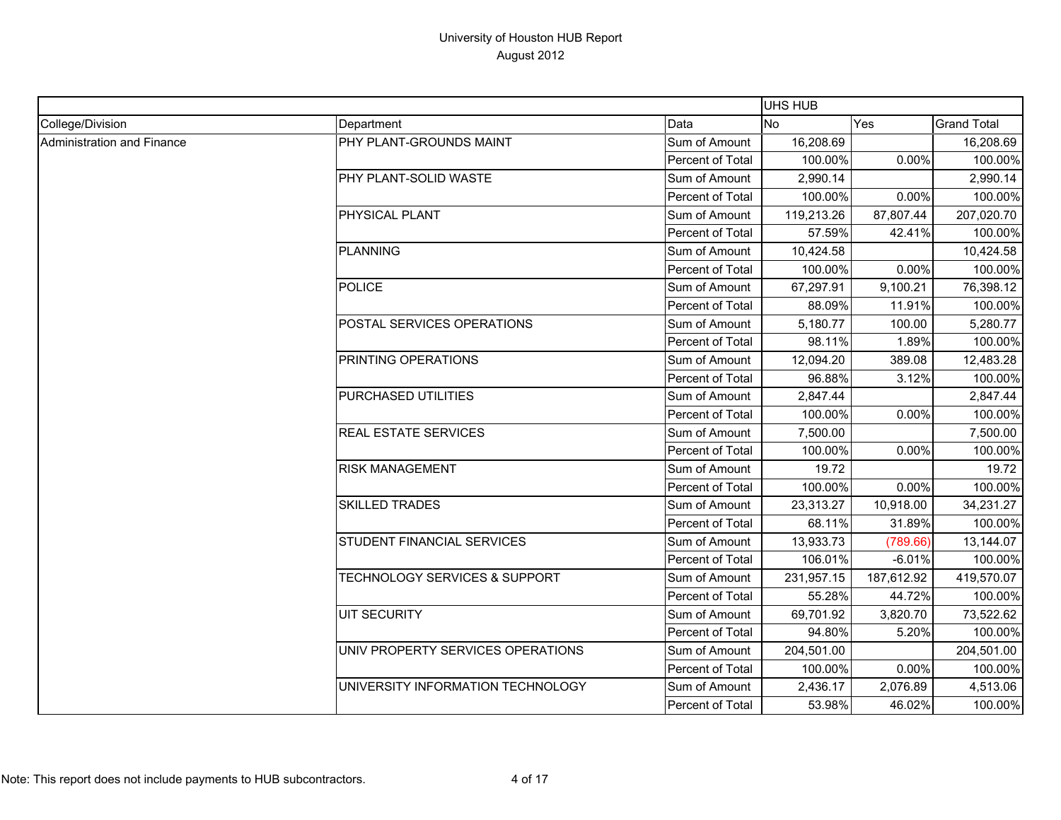# University of Houston HUB Report
## August 2012

| | | | UHS HUB | | |
|---|---|---|---|---|---|
| College/Division | Department | Data | No | Yes | Grand Total |
| Administration and Finance | PHY PLANT-GROUNDS MAINT | Sum of Amount | 16,208.69 | | 16,208.69 |
| | | Percent of Total | 100.00% | 0.00% | 100.00% |
| | PHY PLANT-SOLID WASTE | Sum of Amount | 2,990.14 | | 2,990.14 |
| | | Percent of Total | 100.00% | 0.00% | 100.00% |
| | PHYSICAL PLANT | Sum of Amount | 119,213.26 | 87,807.44 | 207,020.70 |
| | | Percent of Total | 57.59% | 42.41% | 100.00% |
| | PLANNING | Sum of Amount | 10,424.58 | | 10,424.58 |
| | | Percent of Total | 100.00% | 0.00% | 100.00% |
| | POLICE | Sum of Amount | 67,297.91 | 9,100.21 | 76,398.12 |
| | | Percent of Total | 88.09% | 11.91% | 100.00% |
| | POSTAL SERVICES OPERATIONS | Sum of Amount | 5,180.77 | 100.00 | 5,280.77 |
| | | Percent of Total | 98.11% | 1.89% | 100.00% |
| | PRINTING OPERATIONS | Sum of Amount | 12,094.20 | 389.08 | 12,483.28 |
| | | Percent of Total | 96.88% | 3.12% | 100.00% |
| | PURCHASED UTILITIES | Sum of Amount | 2,847.44 | | 2,847.44 |
| | | Percent of Total | 100.00% | 0.00% | 100.00% |
| | REAL ESTATE SERVICES | Sum of Amount | 7,500.00 | | 7,500.00 |
| | | Percent of Total | 100.00% | 0.00% | 100.00% |
| | RISK MANAGEMENT | Sum of Amount | 19.72 | | 19.72 |
| | | Percent of Total | 100.00% | 0.00% | 100.00% |
| | SKILLED TRADES | Sum of Amount | 23,313.27 | 10,918.00 | 34,231.27 |
| | | Percent of Total | 68.11% | 31.89% | 100.00% |
| | STUDENT FINANCIAL SERVICES | Sum of Amount | 13,933.73 | (789.66) | 13,144.07 |
| | | Percent of Total | 106.01% | -6.01% | 100.00% |
| | TECHNOLOGY SERVICES & SUPPORT | Sum of Amount | 231,957.15 | 187,612.92 | 419,570.07 |
| | | Percent of Total | 55.28% | 44.72% | 100.00% |
| | UIT SECURITY | Sum of Amount | 69,701.92 | 3,820.70 | 73,522.62 |
| | | Percent of Total | 94.80% | 5.20% | 100.00% |
| | UNIV PROPERTY SERVICES OPERATIONS | Sum of Amount | 204,501.00 | | 204,501.00 |
| | | Percent of Total | 100.00% | 0.00% | 100.00% |
| | UNIVERSITY INFORMATION TECHNOLOGY | Sum of Amount | 2,436.17 | 2,076.89 | 4,513.06 |
| | | Percent of Total | 53.98% | 46.02% | 100.00% |

Note: This report does not include payments to HUB subcontractors.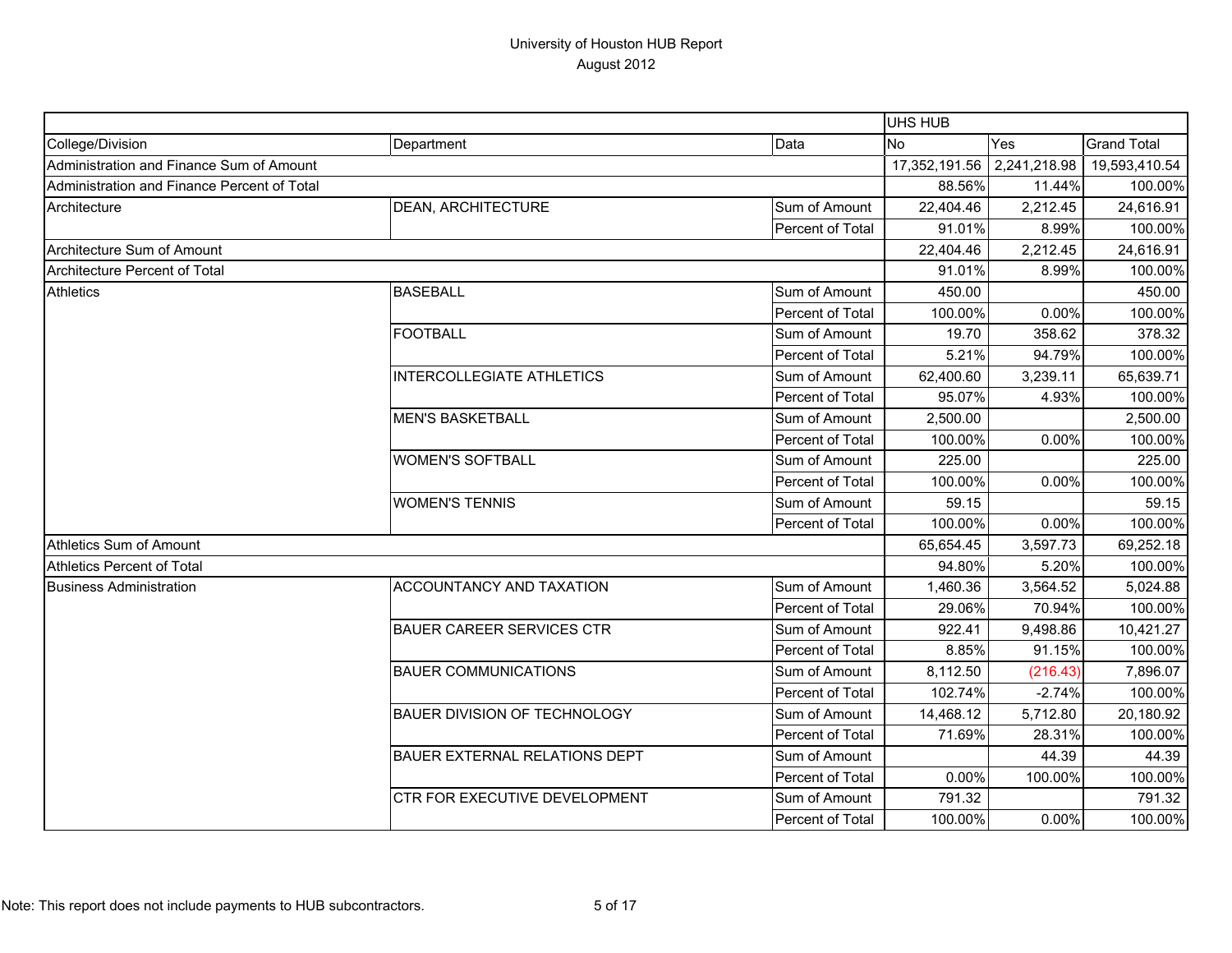# University of Houston HUB Report
August 2012

| | | | UHS HUB | | |
|---|---|---|---|---|---|
| College/Division | Department | Data | No | Yes | Grand Total |
| Administration and Finance Sum of Amount | | | 17,352,191.56 | 2,241,218.98 | 19,593,410.54 |
| Administration and Finance Percent of Total | | | 88.56% | 11.44% | 100.00% |
| Architecture | DEAN, ARCHITECTURE | Sum of Amount | 22,404.46 | 2,212.45 | 24,616.91 |
| | | Percent of Total | 91.01% | 8.99% | 100.00% |
| Architecture Sum of Amount | | | 22,404.46 | 2,212.45 | 24,616.91 |
| Architecture Percent of Total | | | 91.01% | 8.99% | 100.00% |
| Athletics | BASEBALL | Sum of Amount | 450.00 | | 450.00 |
| | | Percent of Total | 100.00% | 0.00% | 100.00% |
| | FOOTBALL | Sum of Amount | 19.70 | 358.62 | 378.32 |
| | | Percent of Total | 5.21% | 94.79% | 100.00% |
| | INTERCOLLEGIATE ATHLETICS | Sum of Amount | 62,400.60 | 3,239.11 | 65,639.71 |
| | | Percent of Total | 95.07% | 4.93% | 100.00% |
| | MEN'S BASKETBALL | Sum of Amount | 2,500.00 | | 2,500.00 |
| | | Percent of Total | 100.00% | 0.00% | 100.00% |
| | WOMEN'S SOFTBALL | Sum of Amount | 225.00 | | 225.00 |
| | | Percent of Total | 100.00% | 0.00% | 100.00% |
| | WOMEN'S TENNIS | Sum of Amount | 59.15 | | 59.15 |
| | | Percent of Total | 100.00% | 0.00% | 100.00% |
| Athletics Sum of Amount | | | 65,654.45 | 3,597.73 | 69,252.18 |
| Athletics Percent of Total | | | 94.80% | 5.20% | 100.00% |
| Business Administration | ACCOUNTANCY AND TAXATION | Sum of Amount | 1,460.36 | 3,564.52 | 5,024.88 |
| | | Percent of Total | 29.06% | 70.94% | 100.00% |
| | BAUER CAREER SERVICES CTR | Sum of Amount | 922.41 | 9,498.86 | 10,421.27 |
| | | Percent of Total | 8.85% | 91.15% | 100.00% |
| | BAUER COMMUNICATIONS | Sum of Amount | 8,112.50 | (216.43) | 7,896.07 |
| | | Percent of Total | 102.74% | -2.74% | 100.00% |
| | BAUER DIVISION OF TECHNOLOGY | Sum of Amount | 14,468.12 | 5,712.80 | 20,180.92 |
| | | Percent of Total | 71.69% | 28.31% | 100.00% |
| | BAUER EXTERNAL RELATIONS DEPT | Sum of Amount | | 44.39 | 44.39 |
| | | Percent of Total | 0.00% | 100.00% | 100.00% |
| | CTR FOR EXECUTIVE DEVELOPMENT | Sum of Amount | 791.32 | | 791.32 |
| | | Percent of Total | 100.00% | 0.00% | 100.00% |

Note: This report does not include payments to HUB subcontractors.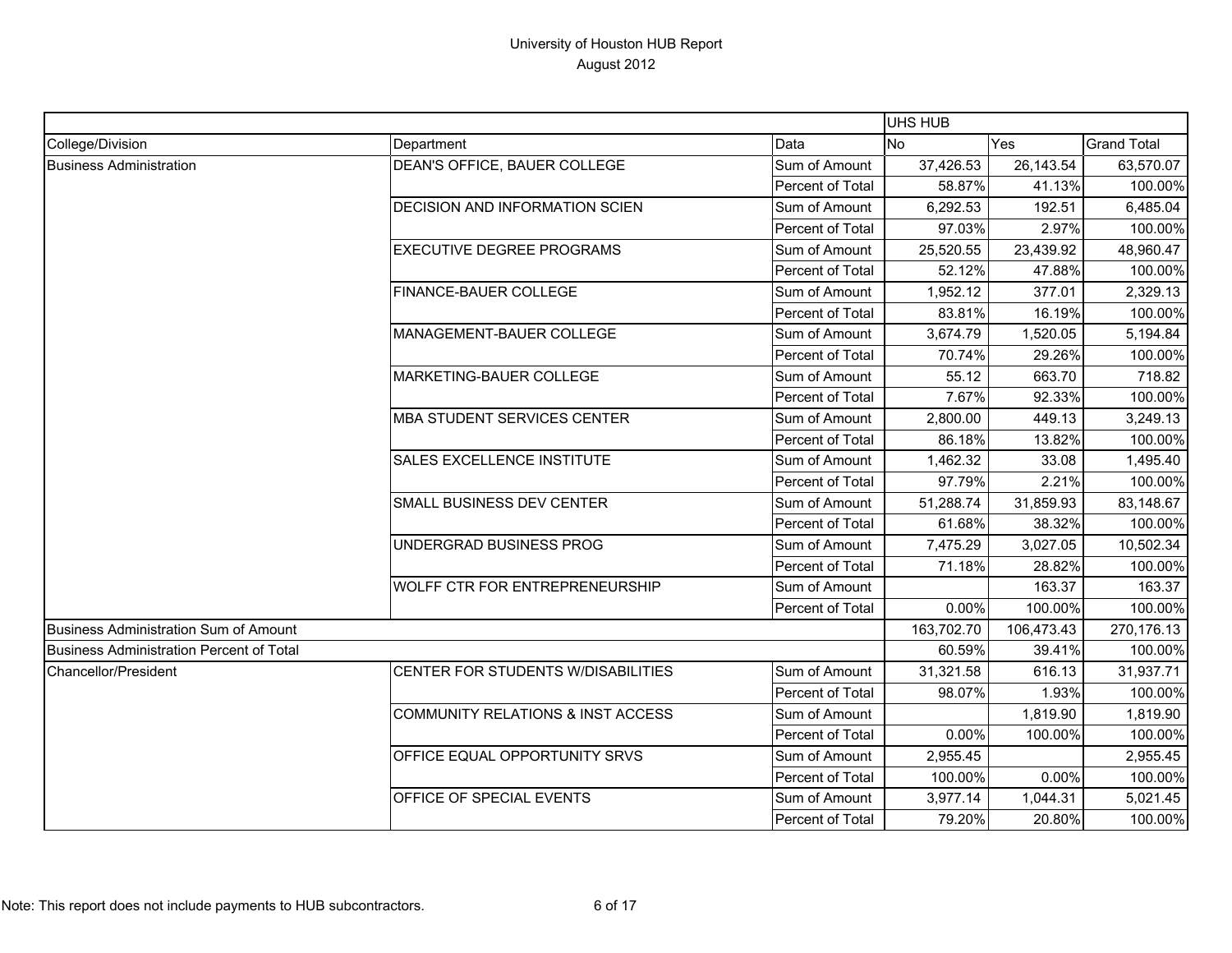# University of Houston HUB Report

August 2012

| | | | UHS HUB | | |
|---|---|---|---|---|---|
| College/Division | Department | Data | No | Yes | Grand Total |
| Business Administration | DEAN'S OFFICE, BAUER COLLEGE | Sum of Amount | 37,426.53 | 26,143.54 | 63,570.07 |
| | | Percent of Total | 58.87% | 41.13% | 100.00% |
| | DECISION AND INFORMATION SCIEN | Sum of Amount | 6,292.53 | 192.51 | 6,485.04 |
| | | Percent of Total | 97.03% | 2.97% | 100.00% |
| | EXECUTIVE DEGREE PROGRAMS | Sum of Amount | 25,520.55 | 23,439.92 | 48,960.47 |
| | | Percent of Total | 52.12% | 47.88% | 100.00% |
| | FINANCE-BAUER COLLEGE | Sum of Amount | 1,952.12 | 377.01 | 2,329.13 |
| | | Percent of Total | 83.81% | 16.19% | 100.00% |
| | MANAGEMENT-BAUER COLLEGE | Sum of Amount | 3,674.79 | 1,520.05 | 5,194.84 |
| | | Percent of Total | 70.74% | 29.26% | 100.00% |
| | MARKETING-BAUER COLLEGE | Sum of Amount | 55.12 | 663.70 | 718.82 |
| | | Percent of Total | 7.67% | 92.33% | 100.00% |
| | MBA STUDENT SERVICES CENTER | Sum of Amount | 2,800.00 | 449.13 | 3,249.13 |
| | | Percent of Total | 86.18% | 13.82% | 100.00% |
| | SALES EXCELLENCE INSTITUTE | Sum of Amount | 1,462.32 | 33.08 | 1,495.40 |
| | | Percent of Total | 97.79% | 2.21% | 100.00% |
| | SMALL BUSINESS DEV CENTER | Sum of Amount | 51,288.74 | 31,859.93 | 83,148.67 |
| | | Percent of Total | 61.68% | 38.32% | 100.00% |
| | UNDERGRAD BUSINESS PROG | Sum of Amount | 7,475.29 | 3,027.05 | 10,502.34 |
| | | Percent of Total | 71.18% | 28.82% | 100.00% |
| | WOLFF CTR FOR ENTREPRENEURSHIP | Sum of Amount | | 163.37 | 163.37 |
| | | Percent of Total | 0.00% | 100.00% | 100.00% |
| Business Administration Sum of Amount | | | 163,702.70 | 106,473.43 | 270,176.13 |
| Business Administration Percent of Total | | | 60.59% | 39.41% | 100.00% |
| Chancellor/President | CENTER FOR STUDENTS W/DISABILITIES | Sum of Amount | 31,321.58 | 616.13 | 31,937.71 |
| | | Percent of Total | 98.07% | 1.93% | 100.00% |
| | COMMUNITY RELATIONS & INST ACCESS | Sum of Amount | | 1,819.90 | 1,819.90 |
| | | Percent of Total | 0.00% | 100.00% | 100.00% |
| | OFFICE EQUAL OPPORTUNITY SRVS | Sum of Amount | 2,955.45 | | 2,955.45 |
| | | Percent of Total | 100.00% | 0.00% | 100.00% |
| | OFFICE OF SPECIAL EVENTS | Sum of Amount | 3,977.14 | 1,044.31 | 5,021.45 |
| | | Percent of Total | 79.20% | 20.80% | 100.00% |

Note: This report does not include payments to HUB subcontractors.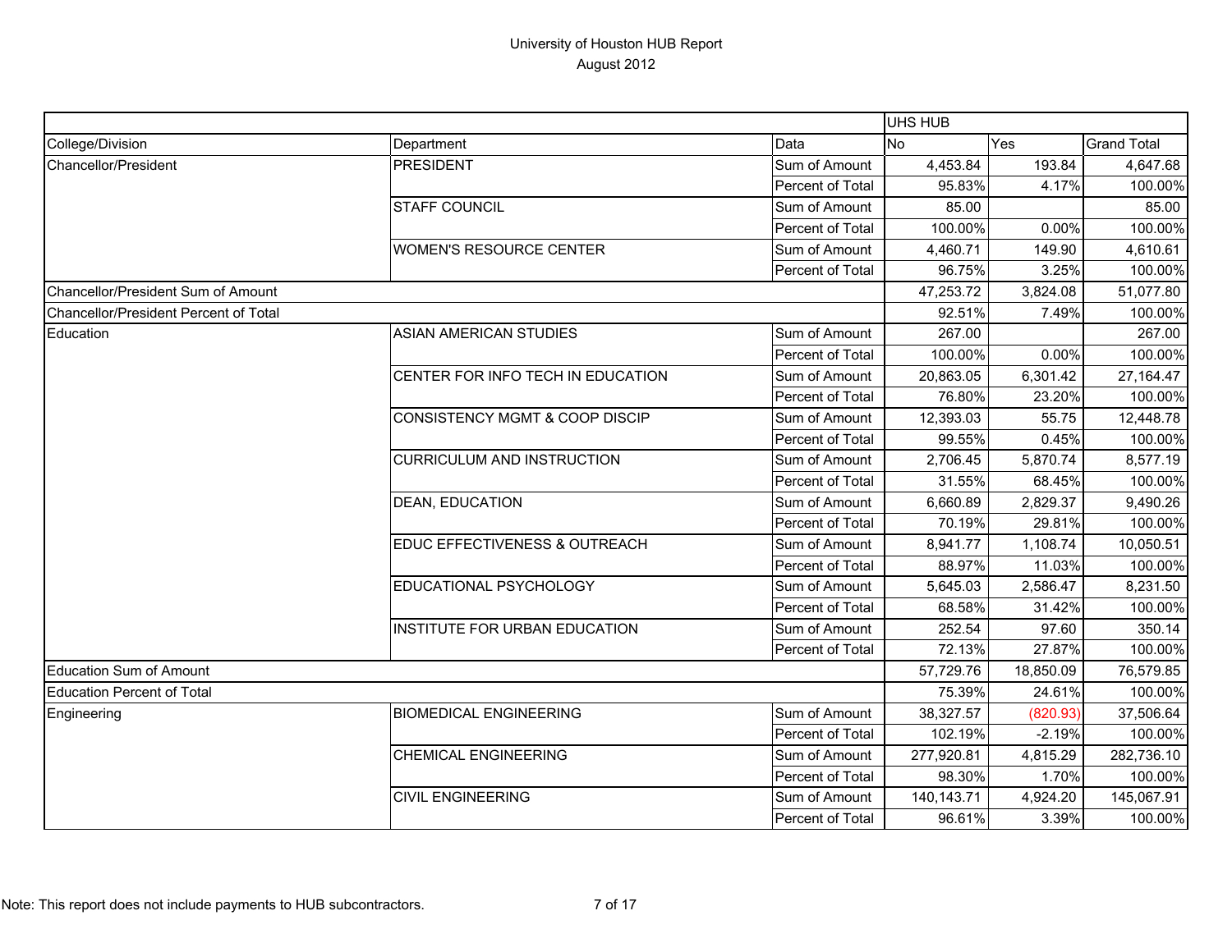University of Houston HUB Report
August 2012

| | | | UHS HUB | | |
|---|---|---|---|---|---|
| College/Division | Department | Data | No | Yes | Grand Total |
| Chancellor/President | PRESIDENT | Sum of Amount | 4,453.84 | 193.84 | 4,647.68 |
| | | Percent of Total | 95.83% | 4.17% | 100.00% |
| | STAFF COUNCIL | Sum of Amount | 85.00 | | 85.00 |
| | | Percent of Total | 100.00% | 0.00% | 100.00% |
| | WOMEN'S RESOURCE CENTER | Sum of Amount | 4,460.71 | 149.90 | 4,610.61 |
| | | Percent of Total | 96.75% | 3.25% | 100.00% |
| Chancellor/President Sum of Amount | | | 47,253.72 | 3,824.08 | 51,077.80 |
| Chancellor/President Percent of Total | | | 92.51% | 7.49% | 100.00% |
| Education | ASIAN AMERICAN STUDIES | Sum of Amount | 267.00 | | 267.00 |
| | | Percent of Total | 100.00% | 0.00% | 100.00% |
| | CENTER FOR INFO TECH IN EDUCATION | Sum of Amount | 20,863.05 | 6,301.42 | 27,164.47 |
| | | Percent of Total | 76.80% | 23.20% | 100.00% |
| | CONSISTENCY MGMT & COOP DISCIP | Sum of Amount | 12,393.03 | 55.75 | 12,448.78 |
| | | Percent of Total | 99.55% | 0.45% | 100.00% |
| | CURRICULUM AND INSTRUCTION | Sum of Amount | 2,706.45 | 5,870.74 | 8,577.19 |
| | | Percent of Total | 31.55% | 68.45% | 100.00% |
| | DEAN, EDUCATION | Sum of Amount | 6,660.89 | 2,829.37 | 9,490.26 |
| | | Percent of Total | 70.19% | 29.81% | 100.00% |
| | EDUC EFFECTIVENESS & OUTREACH | Sum of Amount | 8,941.77 | 1,108.74 | 10,050.51 |
| | | Percent of Total | 88.97% | 11.03% | 100.00% |
| | EDUCATIONAL PSYCHOLOGY | Sum of Amount | 5,645.03 | 2,586.47 | 8,231.50 |
| | | Percent of Total | 68.58% | 31.42% | 100.00% |
| | INSTITUTE FOR URBAN EDUCATION | Sum of Amount | 252.54 | 97.60 | 350.14 |
| | | Percent of Total | 72.13% | 27.87% | 100.00% |
| Education Sum of Amount | | | 57,729.76 | 18,850.09 | 76,579.85 |
| Education Percent of Total | | | 75.39% | 24.61% | 100.00% |
| Engineering | BIOMEDICAL ENGINEERING | Sum of Amount | 38,327.57 | (820.93) | 37,506.64 |
| | | Percent of Total | 102.19% | -2.19% | 100.00% |
| | CHEMICAL ENGINEERING | Sum of Amount | 277,920.81 | 4,815.29 | 282,736.10 |
| | | Percent of Total | 98.30% | 1.70% | 100.00% |
| | CIVIL ENGINEERING | Sum of Amount | 140,143.71 | 4,924.20 | 145,067.91 |
| | | Percent of Total | 96.61% | 3.39% | 100.00% |

Note: This report does not include payments to HUB subcontractors.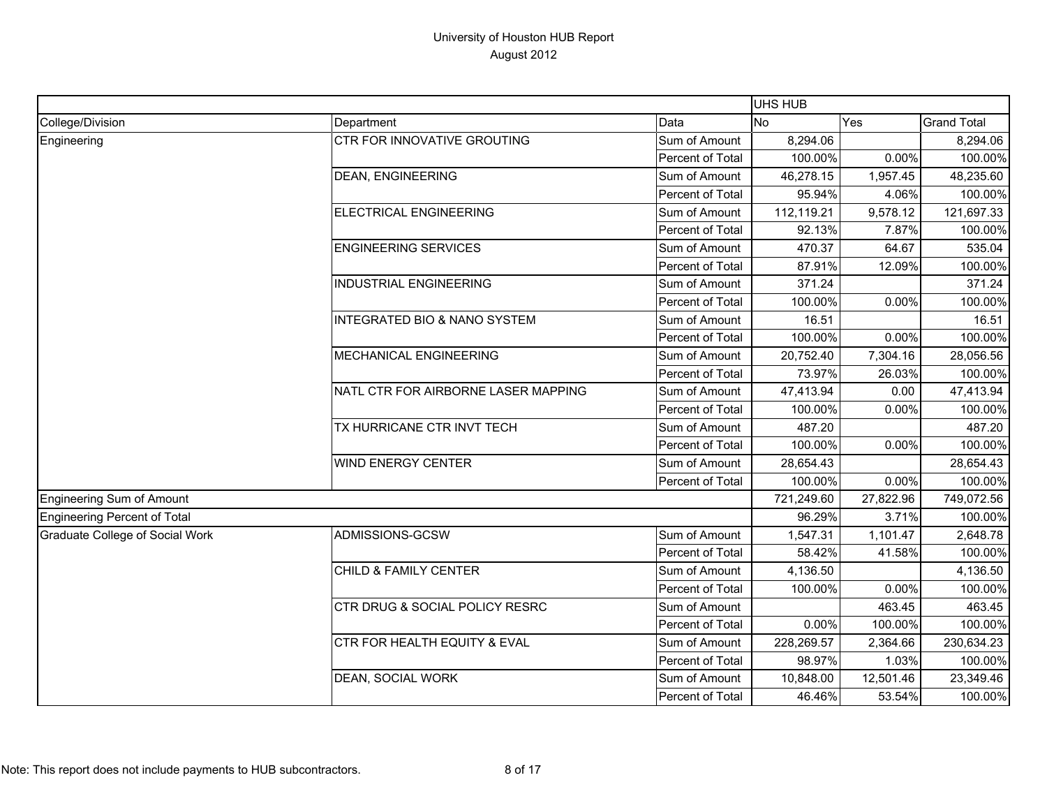# University of Houston HUB Report
August 2012

| | | | UHS HUB | | |
|---|---|---|---|---|---|
| College/Division | Department | Data | No | Yes | Grand Total |
| Engineering | CTR FOR INNOVATIVE GROUTING | Sum of Amount | 8,294.06 | | 8,294.06 |
| | | Percent of Total | 100.00% | 0.00% | 100.00% |
| | DEAN, ENGINEERING | Sum of Amount | 46,278.15 | 1,957.45 | 48,235.60 |
| | | Percent of Total | 95.94% | 4.06% | 100.00% |
| | ELECTRICAL ENGINEERING | Sum of Amount | 112,119.21 | 9,578.12 | 121,697.33 |
| | | Percent of Total | 92.13% | 7.87% | 100.00% |
| | ENGINEERING SERVICES | Sum of Amount | 470.37 | 64.67 | 535.04 |
| | | Percent of Total | 87.91% | 12.09% | 100.00% |
| | INDUSTRIAL ENGINEERING | Sum of Amount | 371.24 | | 371.24 |
| | | Percent of Total | 100.00% | 0.00% | 100.00% |
| | INTEGRATED BIO & NANO SYSTEM | Sum of Amount | 16.51 | | 16.51 |
| | | Percent of Total | 100.00% | 0.00% | 100.00% |
| | MECHANICAL ENGINEERING | Sum of Amount | 20,752.40 | 7,304.16 | 28,056.56 |
| | | Percent of Total | 73.97% | 26.03% | 100.00% |
| | NATL CTR FOR AIRBORNE LASER MAPPING | Sum of Amount | 47,413.94 | 0.00 | 47,413.94 |
| | | Percent of Total | 100.00% | 0.00% | 100.00% |
| | TX HURRICANE CTR INVT TECH | Sum of Amount | 487.20 | | 487.20 |
| | | Percent of Total | 100.00% | 0.00% | 100.00% |
| | WIND ENERGY CENTER | Sum of Amount | 28,654.43 | | 28,654.43 |
| | | Percent of Total | 100.00% | 0.00% | 100.00% |
| Engineering Sum of Amount | | | 721,249.60 | 27,822.96 | 749,072.56 |
| Engineering Percent of Total | | | 96.29% | 3.71% | 100.00% |
| Graduate College of Social Work | ADMISSIONS-GCSW | Sum of Amount | 1,547.31 | 1,101.47 | 2,648.78 |
| | | Percent of Total | 58.42% | 41.58% | 100.00% |
| | CHILD & FAMILY CENTER | Sum of Amount | 4,136.50 | | 4,136.50 |
| | | Percent of Total | 100.00% | 0.00% | 100.00% |
| | CTR DRUG & SOCIAL POLICY RESRC | Sum of Amount | | 463.45 | 463.45 |
| | | Percent of Total | 0.00% | 100.00% | 100.00% |
| | CTR FOR HEALTH EQUITY & EVAL | Sum of Amount | 228,269.57 | 2,364.66 | 230,634.23 |
| | | Percent of Total | 98.97% | 1.03% | 100.00% |
| | DEAN, SOCIAL WORK | Sum of Amount | 10,848.00 | 12,501.46 | 23,349.46 |
| | | Percent of Total | 46.46% | 53.54% | 100.00% |

Note: This report does not include payments to HUB subcontractors.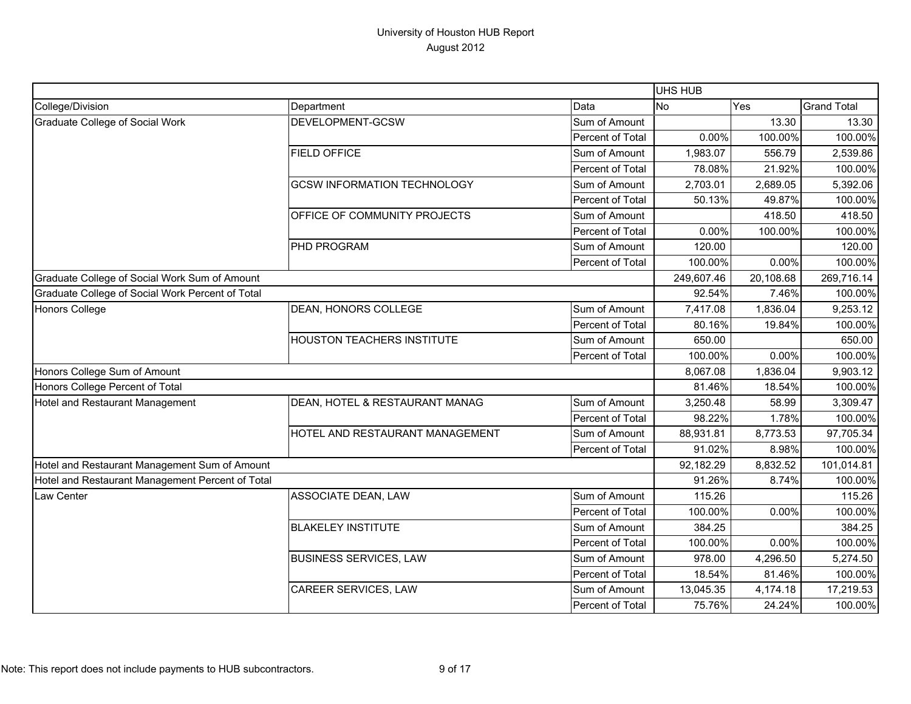# University of Houston HUB Report
August 2012

| | | | UHS HUB | | |
|---|---|---|---|---|---|
| College/Division | Department | Data | No | Yes | Grand Total |
| Graduate College of Social Work | DEVELOPMENT-GCSW | Sum of Amount | | 13.30 | 13.30 |
| | | Percent of Total | 0.00% | 100.00% | 100.00% |
| | FIELD OFFICE | Sum of Amount | 1,983.07 | 556.79 | 2,539.86 |
| | | Percent of Total | 78.08% | 21.92% | 100.00% |
| | GCSW INFORMATION TECHNOLOGY | Sum of Amount | 2,703.01 | 2,689.05 | 5,392.06 |
| | | Percent of Total | 50.13% | 49.87% | 100.00% |
| | OFFICE OF COMMUNITY PROJECTS | Sum of Amount | | 418.50 | 418.50 |
| | | Percent of Total | 0.00% | 100.00% | 100.00% |
| | PHD PROGRAM | Sum of Amount | 120.00 | | 120.00 |
| | | Percent of Total | 100.00% | 0.00% | 100.00% |
| Graduate College of Social Work Sum of Amount | | | 249,607.46 | 20,108.68 | 269,716.14 |
| Graduate College of Social Work Percent of Total | | | 92.54% | 7.46% | 100.00% |
| Honors College | DEAN, HONORS COLLEGE | Sum of Amount | 7,417.08 | 1,836.04 | 9,253.12 |
| | | Percent of Total | 80.16% | 19.84% | 100.00% |
| | HOUSTON TEACHERS INSTITUTE | Sum of Amount | 650.00 | | 650.00 |
| | | Percent of Total | 100.00% | 0.00% | 100.00% |
| Honors College Sum of Amount | | | 8,067.08 | 1,836.04 | 9,903.12 |
| Honors College Percent of Total | | | 81.46% | 18.54% | 100.00% |
| Hotel and Restaurant Management | DEAN, HOTEL & RESTAURANT MANAG | Sum of Amount | 3,250.48 | 58.99 | 3,309.47 |
| | | Percent of Total | 98.22% | 1.78% | 100.00% |
| | HOTEL AND RESTAURANT MANAGEMENT | Sum of Amount | 88,931.81 | 8,773.53 | 97,705.34 |
| | | Percent of Total | 91.02% | 8.98% | 100.00% |
| Hotel and Restaurant Management Sum of Amount | | | 92,182.29 | 8,832.52 | 101,014.81 |
| Hotel and Restaurant Management Percent of Total | | | 91.26% | 8.74% | 100.00% |
| Law Center | ASSOCIATE DEAN, LAW | Sum of Amount | 115.26 | | 115.26 |
| | | Percent of Total | 100.00% | 0.00% | 100.00% |
| | BLAKELEY INSTITUTE | Sum of Amount | 384.25 | | 384.25 |
| | | Percent of Total | 100.00% | 0.00% | 100.00% |
| | BUSINESS SERVICES, LAW | Sum of Amount | 978.00 | 4,296.50 | 5,274.50 |
| | | Percent of Total | 18.54% | 81.46% | 100.00% |
| | CAREER SERVICES, LAW | Sum of Amount | 13,045.35 | 4,174.18 | 17,219.53 |
| | | Percent of Total | 75.76% | 24.24% | 100.00% |

Note: This report does not include payments to HUB subcontractors.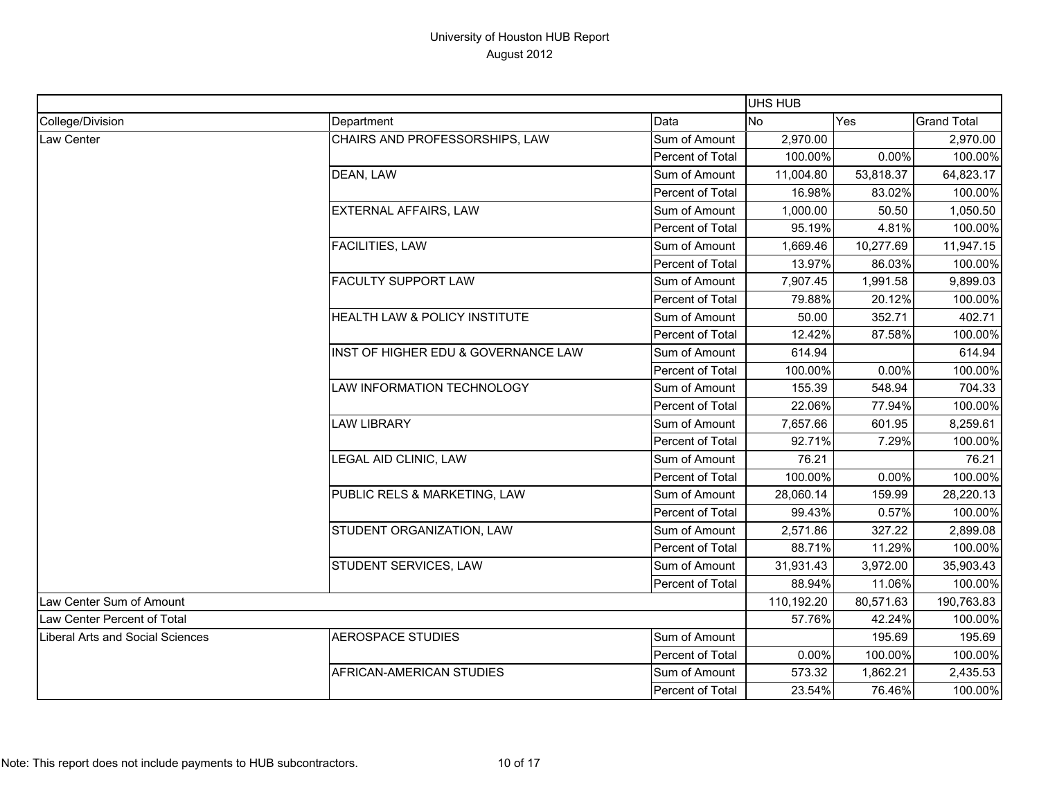# University of Houston HUB Report
August 2012

| | | | UHS HUB | | |
|---|---|---|---|---|---|
| College/Division | Department | Data | No | Yes | Grand Total |
| Law Center | CHAIRS AND PROFESSORSHIPS, LAW | Sum of Amount | 2,970.00 | | 2,970.00 |
| | | Percent of Total | 100.00% | 0.00% | 100.00% |
| | DEAN, LAW | Sum of Amount | 11,004.80 | 53,818.37 | 64,823.17 |
| | | Percent of Total | 16.98% | 83.02% | 100.00% |
| | EXTERNAL AFFAIRS, LAW | Sum of Amount | 1,000.00 | 50.50 | 1,050.50 |
| | | Percent of Total | 95.19% | 4.81% | 100.00% |
| | FACILITIES, LAW | Sum of Amount | 1,669.46 | 10,277.69 | 11,947.15 |
| | | Percent of Total | 13.97% | 86.03% | 100.00% |
| | FACULTY SUPPORT LAW | Sum of Amount | 7,907.45 | 1,991.58 | 9,899.03 |
| | | Percent of Total | 79.88% | 20.12% | 100.00% |
| | HEALTH LAW & POLICY INSTITUTE | Sum of Amount | 50.00 | 352.71 | 402.71 |
| | | Percent of Total | 12.42% | 87.58% | 100.00% |
| | INST OF HIGHER EDU & GOVERNANCE LAW | Sum of Amount | 614.94 | | 614.94 |
| | | Percent of Total | 100.00% | 0.00% | 100.00% |
| | LAW INFORMATION TECHNOLOGY | Sum of Amount | 155.39 | 548.94 | 704.33 |
| | | Percent of Total | 22.06% | 77.94% | 100.00% |
| | LAW LIBRARY | Sum of Amount | 7,657.66 | 601.95 | 8,259.61 |
| | | Percent of Total | 92.71% | 7.29% | 100.00% |
| | LEGAL AID CLINIC, LAW | Sum of Amount | 76.21 | | 76.21 |
| | | Percent of Total | 100.00% | 0.00% | 100.00% |
| | PUBLIC RELS & MARKETING, LAW | Sum of Amount | 28,060.14 | 159.99 | 28,220.13 |
| | | Percent of Total | 99.43% | 0.57% | 100.00% |
| | STUDENT ORGANIZATION, LAW | Sum of Amount | 2,571.86 | 327.22 | 2,899.08 |
| | | Percent of Total | 88.71% | 11.29% | 100.00% |
| | STUDENT SERVICES, LAW | Sum of Amount | 31,931.43 | 3,972.00 | 35,903.43 |
| | | Percent of Total | 88.94% | 11.06% | 100.00% |
| Law Center Sum of Amount | | | 110,192.20 | 80,571.63 | 190,763.83 |
| Law Center Percent of Total | | | 57.76% | 42.24% | 100.00% |
| Liberal Arts and Social Sciences | AEROSPACE STUDIES | Sum of Amount | | 195.69 | 195.69 |
| | | Percent of Total | 0.00% | 100.00% | 100.00% |
| | AFRICAN-AMERICAN STUDIES | Sum of Amount | 573.32 | 1,862.21 | 2,435.53 |
| | | Percent of Total | 23.54% | 76.46% | 100.00% |

Note: This report does not include payments to HUB subcontractors.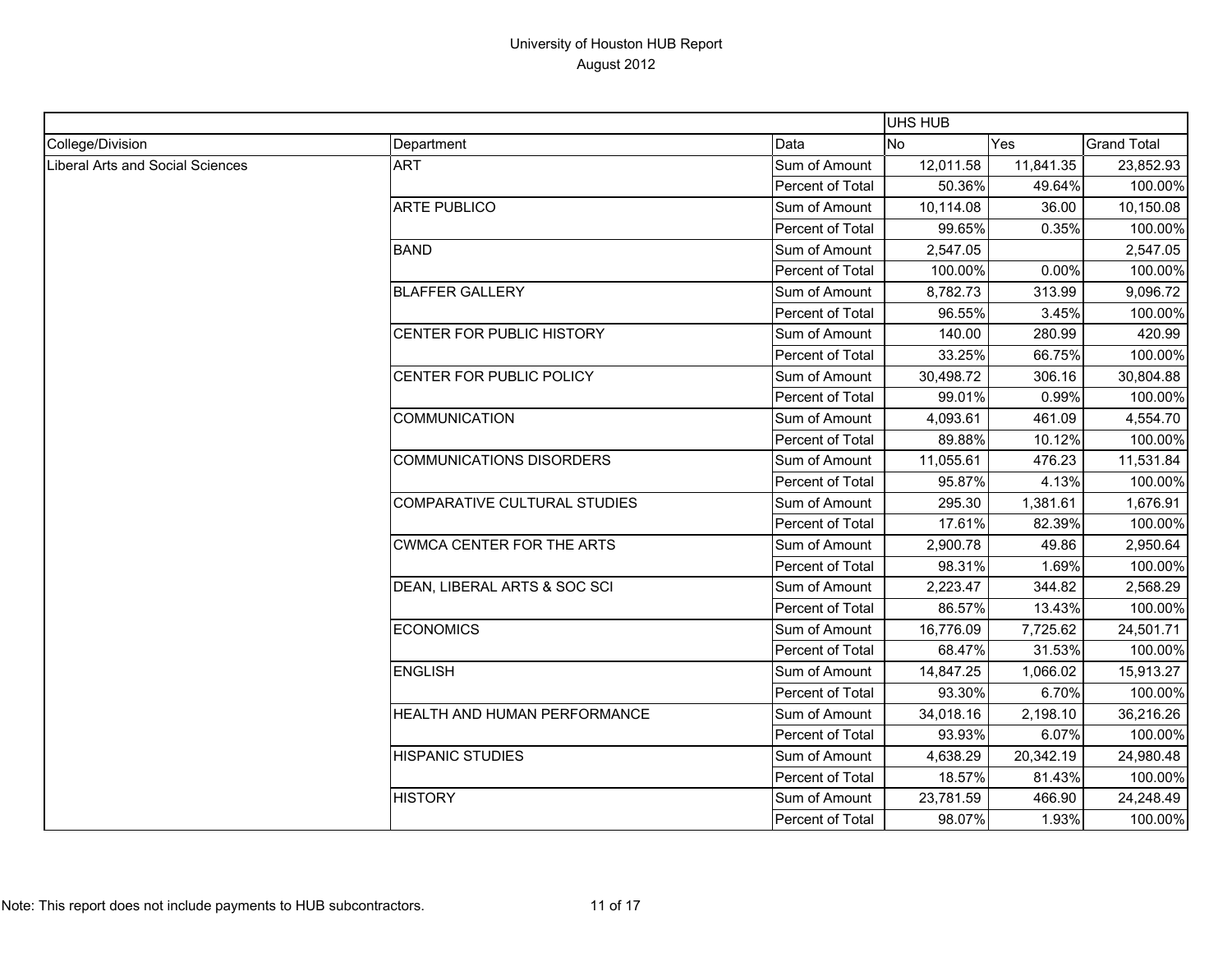University of Houston HUB Report
August 2012

| | | | UHS HUB | | |
|---|---|---|---|---|---|
| College/Division | Department | Data | No | Yes | Grand Total |
| Liberal Arts and Social Sciences | ART | Sum of Amount | 12,011.58 | 11,841.35 | 23,852.93 |
| | | Percent of Total | 50.36% | 49.64% | 100.00% |
| | ARTE PUBLICO | Sum of Amount | 10,114.08 | 36.00 | 10,150.08 |
| | | Percent of Total | 99.65% | 0.35% | 100.00% |
| | BAND | Sum of Amount | 2,547.05 | | 2,547.05 |
| | | Percent of Total | 100.00% | 0.00% | 100.00% |
| | BLAFFER GALLERY | Sum of Amount | 8,782.73 | 313.99 | 9,096.72 |
| | | Percent of Total | 96.55% | 3.45% | 100.00% |
| | CENTER FOR PUBLIC HISTORY | Sum of Amount | 140.00 | 280.99 | 420.99 |
| | | Percent of Total | 33.25% | 66.75% | 100.00% |
| | CENTER FOR PUBLIC POLICY | Sum of Amount | 30,498.72 | 306.16 | 30,804.88 |
| | | Percent of Total | 99.01% | 0.99% | 100.00% |
| | COMMUNICATION | Sum of Amount | 4,093.61 | 461.09 | 4,554.70 |
| | | Percent of Total | 89.88% | 10.12% | 100.00% |
| | COMMUNICATIONS DISORDERS | Sum of Amount | 11,055.61 | 476.23 | 11,531.84 |
| | | Percent of Total | 95.87% | 4.13% | 100.00% |
| | COMPARATIVE CULTURAL STUDIES | Sum of Amount | 295.30 | 1,381.61 | 1,676.91 |
| | | Percent of Total | 17.61% | 82.39% | 100.00% |
| | CWMCA CENTER FOR THE ARTS | Sum of Amount | 2,900.78 | 49.86 | 2,950.64 |
| | | Percent of Total | 98.31% | 1.69% | 100.00% |
| | DEAN, LIBERAL ARTS & SOC SCI | Sum of Amount | 2,223.47 | 344.82 | 2,568.29 |
| | | Percent of Total | 86.57% | 13.43% | 100.00% |
| | ECONOMICS | Sum of Amount | 16,776.09 | 7,725.62 | 24,501.71 |
| | | Percent of Total | 68.47% | 31.53% | 100.00% |
| | ENGLISH | Sum of Amount | 14,847.25 | 1,066.02 | 15,913.27 |
| | | Percent of Total | 93.30% | 6.70% | 100.00% |
| | HEALTH AND HUMAN PERFORMANCE | Sum of Amount | 34,018.16 | 2,198.10 | 36,216.26 |
| | | Percent of Total | 93.93% | 6.07% | 100.00% |
| | HISPANIC STUDIES | Sum of Amount | 4,638.29 | 20,342.19 | 24,980.48 |
| | | Percent of Total | 18.57% | 81.43% | 100.00% |
| | HISTORY | Sum of Amount | 23,781.59 | 466.90 | 24,248.49 |
| | | Percent of Total | 98.07% | 1.93% | 100.00% |

Note: This report does not include payments to HUB subcontractors.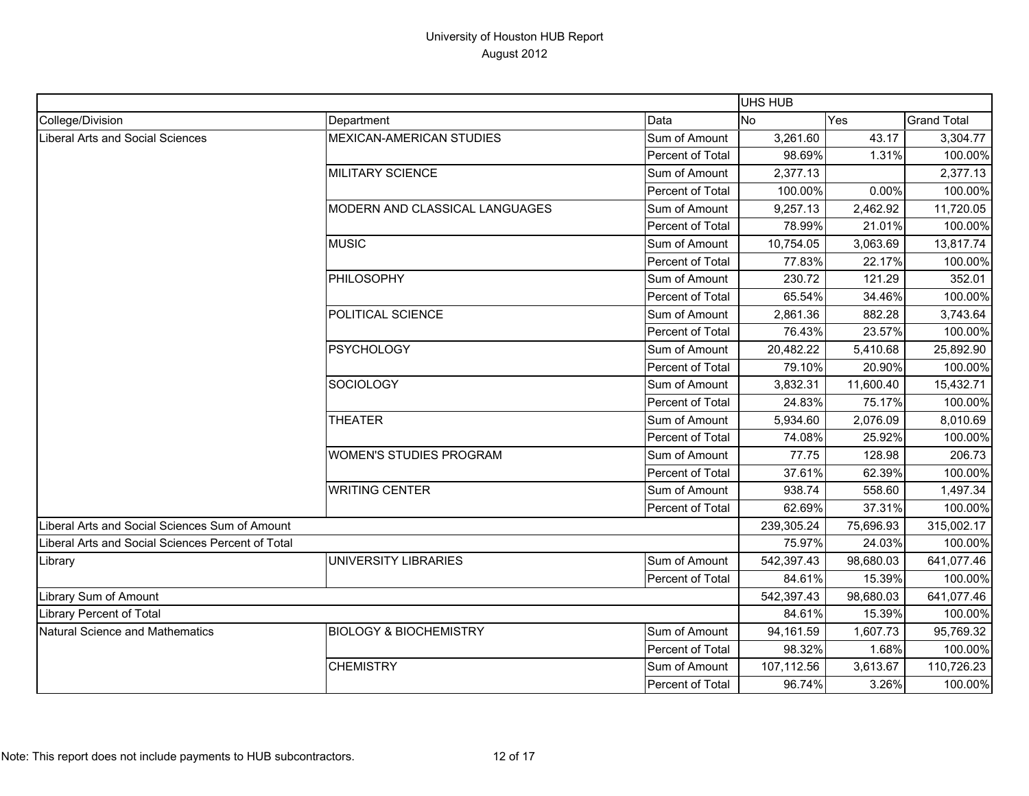# University of Houston HUB Report
August 2012

| | | | UHS HUB | | |
|---|---|---|---|---|---|
| College/Division | Department | Data | No | Yes | Grand Total |
| Liberal Arts and Social Sciences | MEXICAN-AMERICAN STUDIES | Sum of Amount | 3,261.60 | 43.17 | 3,304.77 |
| | | Percent of Total | 98.69% | 1.31% | 100.00% |
| | MILITARY SCIENCE | Sum of Amount | 2,377.13 | | 2,377.13 |
| | | Percent of Total | 100.00% | 0.00% | 100.00% |
| | MODERN AND CLASSICAL LANGUAGES | Sum of Amount | 9,257.13 | 2,462.92 | 11,720.05 |
| | | Percent of Total | 78.99% | 21.01% | 100.00% |
| | MUSIC | Sum of Amount | 10,754.05 | 3,063.69 | 13,817.74 |
| | | Percent of Total | 77.83% | 22.17% | 100.00% |
| | PHILOSOPHY | Sum of Amount | 230.72 | 121.29 | 352.01 |
| | | Percent of Total | 65.54% | 34.46% | 100.00% |
| | POLITICAL SCIENCE | Sum of Amount | 2,861.36 | 882.28 | 3,743.64 |
| | | Percent of Total | 76.43% | 23.57% | 100.00% |
| | PSYCHOLOGY | Sum of Amount | 20,482.22 | 5,410.68 | 25,892.90 |
| | | Percent of Total | 79.10% | 20.90% | 100.00% |
| | SOCIOLOGY | Sum of Amount | 3,832.31 | 11,600.40 | 15,432.71 |
| | | Percent of Total | 24.83% | 75.17% | 100.00% |
| | THEATER | Sum of Amount | 5,934.60 | 2,076.09 | 8,010.69 |
| | | Percent of Total | 74.08% | 25.92% | 100.00% |
| | WOMEN'S STUDIES PROGRAM | Sum of Amount | 77.75 | 128.98 | 206.73 |
| | | Percent of Total | 37.61% | 62.39% | 100.00% |
| | WRITING CENTER | Sum of Amount | 938.74 | 558.60 | 1,497.34 |
| | | Percent of Total | 62.69% | 37.31% | 100.00% |
| Liberal Arts and Social Sciences Sum of Amount | | | 239,305.24 | 75,696.93 | 315,002.17 |
| Liberal Arts and Social Sciences Percent of Total | | | 75.97% | 24.03% | 100.00% |
| Library | UNIVERSITY LIBRARIES | Sum of Amount | 542,397.43 | 98,680.03 | 641,077.46 |
| | | Percent of Total | 84.61% | 15.39% | 100.00% |
| Library Sum of Amount | | | 542,397.43 | 98,680.03 | 641,077.46 |
| Library Percent of Total | | | 84.61% | 15.39% | 100.00% |
| Natural Science and Mathematics | BIOLOGY & BIOCHEMISTRY | Sum of Amount | 94,161.59 | 1,607.73 | 95,769.32 |
| | | Percent of Total | 98.32% | 1.68% | 100.00% |
| | CHEMISTRY | Sum of Amount | 107,112.56 | 3,613.67 | 110,726.23 |
| | | Percent of Total | 96.74% | 3.26% | 100.00% |

Note: This report does not include payments to HUB subcontractors.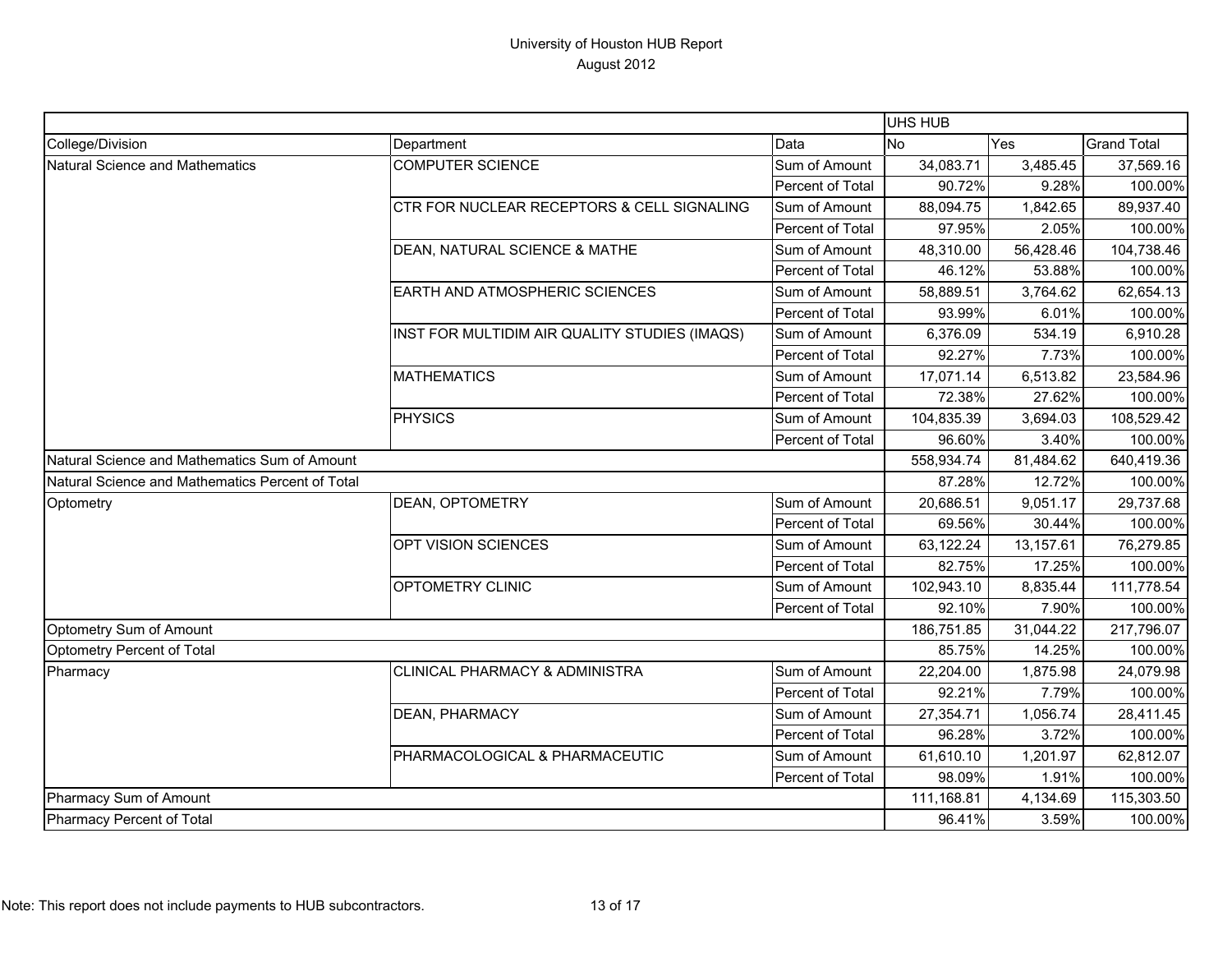# University of Houston HUB Report

August 2012

| | | | UHS HUB | | |
|---|---|---|---|---|---|
| College/Division | Department | Data | No | Yes | Grand Total |
| Natural Science and Mathematics | COMPUTER SCIENCE | Sum of Amount | 34,083.71 | 3,485.45 | 37,569.16 |
| | | Percent of Total | 90.72% | 9.28% | 100.00% |
| | CTR FOR NUCLEAR RECEPTORS & CELL SIGNALING | Sum of Amount | 88,094.75 | 1,842.65 | 89,937.40 |
| | | Percent of Total | 97.95% | 2.05% | 100.00% |
| | DEAN, NATURAL SCIENCE & MATHE | Sum of Amount | 48,310.00 | 56,428.46 | 104,738.46 |
| | | Percent of Total | 46.12% | 53.88% | 100.00% |
| | EARTH AND ATMOSPHERIC SCIENCES | Sum of Amount | 58,889.51 | 3,764.62 | 62,654.13 |
| | | Percent of Total | 93.99% | 6.01% | 100.00% |
| | INST FOR MULTIDIM AIR QUALITY STUDIES (IMAQS) | Sum of Amount | 6,376.09 | 534.19 | 6,910.28 |
| | | Percent of Total | 92.27% | 7.73% | 100.00% |
| | MATHEMATICS | Sum of Amount | 17,071.14 | 6,513.82 | 23,584.96 |
| | | Percent of Total | 72.38% | 27.62% | 100.00% |
| | PHYSICS | Sum of Amount | 104,835.39 | 3,694.03 | 108,529.42 |
| | | Percent of Total | 96.60% | 3.40% | 100.00% |
| Natural Science and Mathematics Sum of Amount | | | 558,934.74 | 81,484.62 | 640,419.36 |
| Natural Science and Mathematics Percent of Total | | | 87.28% | 12.72% | 100.00% |
| Optometry | DEAN, OPTOMETRY | Sum of Amount | 20,686.51 | 9,051.17 | 29,737.68 |
| | | Percent of Total | 69.56% | 30.44% | 100.00% |
| | OPT VISION SCIENCES | Sum of Amount | 63,122.24 | 13,157.61 | 76,279.85 |
| | | Percent of Total | 82.75% | 17.25% | 100.00% |
| | OPTOMETRY CLINIC | Sum of Amount | 102,943.10 | 8,835.44 | 111,778.54 |
| | | Percent of Total | 92.10% | 7.90% | 100.00% |
| Optometry Sum of Amount | | | 186,751.85 | 31,044.22 | 217,796.07 |
| Optometry Percent of Total | | | 85.75% | 14.25% | 100.00% |
| Pharmacy | CLINICAL PHARMACY & ADMINISTRA | Sum of Amount | 22,204.00 | 1,875.98 | 24,079.98 |
| | | Percent of Total | 92.21% | 7.79% | 100.00% |
| | DEAN, PHARMACY | Sum of Amount | 27,354.71 | 1,056.74 | 28,411.45 |
| | | Percent of Total | 96.28% | 3.72% | 100.00% |
| | PHARMACOLOGICAL & PHARMACEUTIC | Sum of Amount | 61,610.10 | 1,201.97 | 62,812.07 |
| | | Percent of Total | 98.09% | 1.91% | 100.00% |
| Pharmacy Sum of Amount | | | 111,168.81 | 4,134.69 | 115,303.50 |
| Pharmacy Percent of Total | | | 96.41% | 3.59% | 100.00% |

Note: This report does not include payments to HUB subcontractors.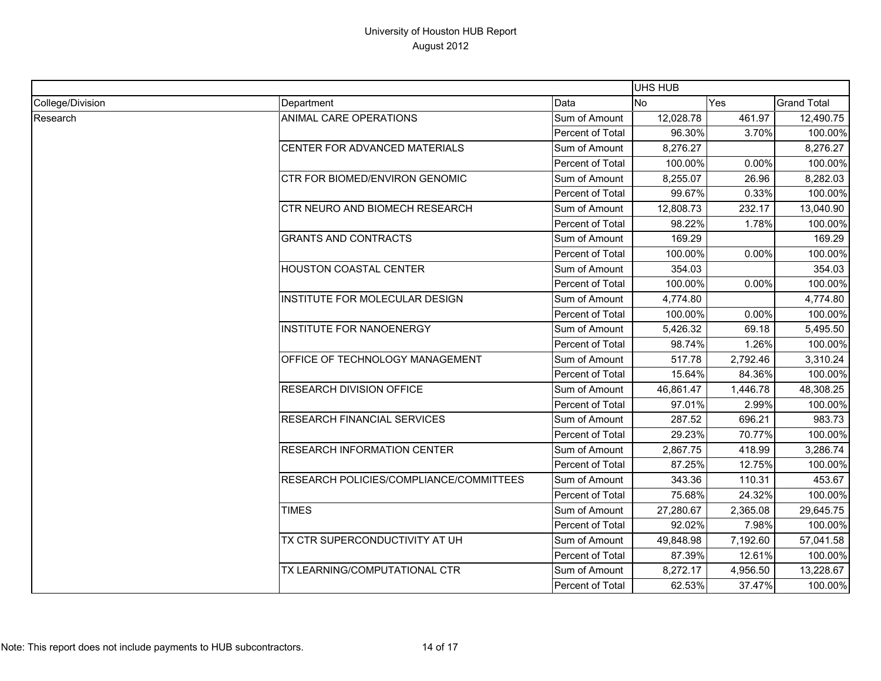# University of Houston HUB Report
## August 2012

| | | | UHS HUB | | |
|---|---|---|---|---|---|
| College/Division | Department | Data | No | Yes | Grand Total |
| Research | ANIMAL CARE OPERATIONS | Sum of Amount | 12,028.78 | 461.97 | 12,490.75 |
| | | Percent of Total | 96.30% | 3.70% | 100.00% |
| | CENTER FOR ADVANCED MATERIALS | Sum of Amount | 8,276.27 | | 8,276.27 |
| | | Percent of Total | 100.00% | 0.00% | 100.00% |
| | CTR FOR BIOMED/ENVIRON GENOMIC | Sum of Amount | 8,255.07 | 26.96 | 8,282.03 |
| | | Percent of Total | 99.67% | 0.33% | 100.00% |
| | CTR NEURO AND BIOMECH RESEARCH | Sum of Amount | 12,808.73 | 232.17 | 13,040.90 |
| | | Percent of Total | 98.22% | 1.78% | 100.00% |
| | GRANTS AND CONTRACTS | Sum of Amount | 169.29 | | 169.29 |
| | | Percent of Total | 100.00% | 0.00% | 100.00% |
| | HOUSTON COASTAL CENTER | Sum of Amount | 354.03 | | 354.03 |
| | | Percent of Total | 100.00% | 0.00% | 100.00% |
| | INSTITUTE FOR MOLECULAR DESIGN | Sum of Amount | 4,774.80 | | 4,774.80 |
| | | Percent of Total | 100.00% | 0.00% | 100.00% |
| | INSTITUTE FOR NANOENERGY | Sum of Amount | 5,426.32 | 69.18 | 5,495.50 |
| | | Percent of Total | 98.74% | 1.26% | 100.00% |
| | OFFICE OF TECHNOLOGY MANAGEMENT | Sum of Amount | 517.78 | 2,792.46 | 3,310.24 |
| | | Percent of Total | 15.64% | 84.36% | 100.00% |
| | RESEARCH DIVISION OFFICE | Sum of Amount | 46,861.47 | 1,446.78 | 48,308.25 |
| | | Percent of Total | 97.01% | 2.99% | 100.00% |
| | RESEARCH FINANCIAL SERVICES | Sum of Amount | 287.52 | 696.21 | 983.73 |
| | | Percent of Total | 29.23% | 70.77% | 100.00% |
| | RESEARCH INFORMATION CENTER | Sum of Amount | 2,867.75 | 418.99 | 3,286.74 |
| | | Percent of Total | 87.25% | 12.75% | 100.00% |
| | RESEARCH POLICIES/COMPLIANCE/COMMITTEES | Sum of Amount | 343.36 | 110.31 | 453.67 |
| | | Percent of Total | 75.68% | 24.32% | 100.00% |
| | TIMES | Sum of Amount | 27,280.67 | 2,365.08 | 29,645.75 |
| | | Percent of Total | 92.02% | 7.98% | 100.00% |
| | TX CTR SUPERCONDUCTIVITY AT UH | Sum of Amount | 49,848.98 | 7,192.60 | 57,041.58 |
| | | Percent of Total | 87.39% | 12.61% | 100.00% |
| | TX LEARNING/COMPUTATIONAL CTR | Sum of Amount | 8,272.17 | 4,956.50 | 13,228.67 |
| | | Percent of Total | 62.53% | 37.47% | 100.00% |

Note: This report does not include payments to HUB subcontractors.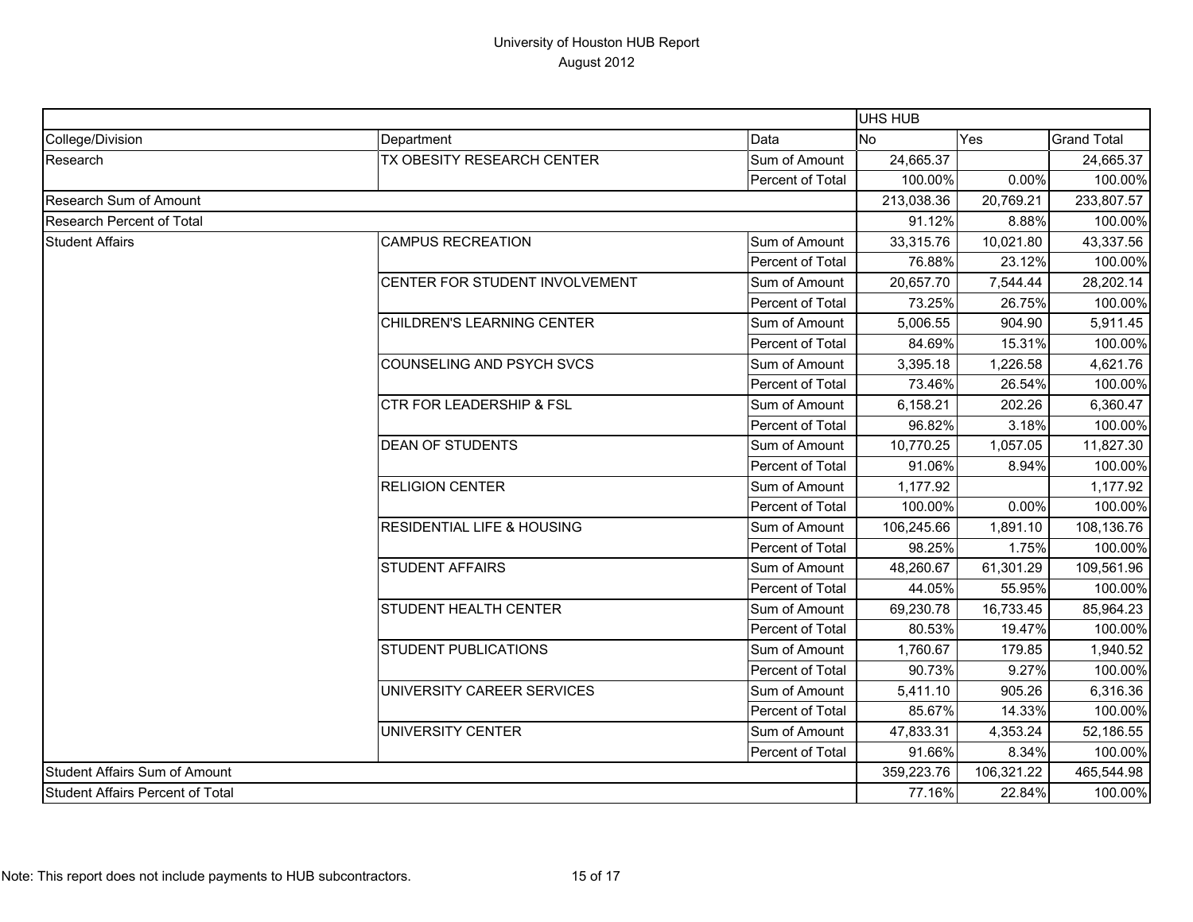University of Houston HUB Report
August 2012

| | | | UHS HUB | | |
|---|---|---|---|---|---|
| College/Division | Department | Data | No | Yes | Grand Total |
| Research | TX OBESITY RESEARCH CENTER | Sum of Amount | 24,665.37 | | 24,665.37 |
| | | Percent of Total | 100.00% | 0.00% | 100.00% |
| Research Sum of Amount | | | 213,038.36 | 20,769.21 | 233,807.57 |
| Research Percent of Total | | | 91.12% | 8.88% | 100.00% |
| Student Affairs | CAMPUS RECREATION | Sum of Amount | 33,315.76 | 10,021.80 | 43,337.56 |
| | | Percent of Total | 76.88% | 23.12% | 100.00% |
| | CENTER FOR STUDENT INVOLVEMENT | Sum of Amount | 20,657.70 | 7,544.44 | 28,202.14 |
| | | Percent of Total | 73.25% | 26.75% | 100.00% |
| | CHILDREN'S LEARNING CENTER | Sum of Amount | 5,006.55 | 904.90 | 5,911.45 |
| | | Percent of Total | 84.69% | 15.31% | 100.00% |
| | COUNSELING AND PSYCH SVCS | Sum of Amount | 3,395.18 | 1,226.58 | 4,621.76 |
| | | Percent of Total | 73.46% | 26.54% | 100.00% |
| | CTR FOR LEADERSHIP & FSL | Sum of Amount | 6,158.21 | 202.26 | 6,360.47 |
| | | Percent of Total | 96.82% | 3.18% | 100.00% |
| | DEAN OF STUDENTS | Sum of Amount | 10,770.25 | 1,057.05 | 11,827.30 |
| | | Percent of Total | 91.06% | 8.94% | 100.00% |
| | RELIGION CENTER | Sum of Amount | 1,177.92 | | 1,177.92 |
| | | Percent of Total | 100.00% | 0.00% | 100.00% |
| | RESIDENTIAL LIFE & HOUSING | Sum of Amount | 106,245.66 | 1,891.10 | 108,136.76 |
| | | Percent of Total | 98.25% | 1.75% | 100.00% |
| | STUDENT AFFAIRS | Sum of Amount | 48,260.67 | 61,301.29 | 109,561.96 |
| | | Percent of Total | 44.05% | 55.95% | 100.00% |
| | STUDENT HEALTH CENTER | Sum of Amount | 69,230.78 | 16,733.45 | 85,964.23 |
| | | Percent of Total | 80.53% | 19.47% | 100.00% |
| | STUDENT PUBLICATIONS | Sum of Amount | 1,760.67 | 179.85 | 1,940.52 |
| | | Percent of Total | 90.73% | 9.27% | 100.00% |
| | UNIVERSITY CAREER SERVICES | Sum of Amount | 5,411.10 | 905.26 | 6,316.36 |
| | | Percent of Total | 85.67% | 14.33% | 100.00% |
| | UNIVERSITY CENTER | Sum of Amount | 47,833.31 | 4,353.24 | 52,186.55 |
| | | Percent of Total | 91.66% | 8.34% | 100.00% |
| Student Affairs Sum of Amount | | | 359,223.76 | 106,321.22 | 465,544.98 |
| Student Affairs Percent of Total | | | 77.16% | 22.84% | 100.00% |

Note: This report does not include payments to HUB subcontractors.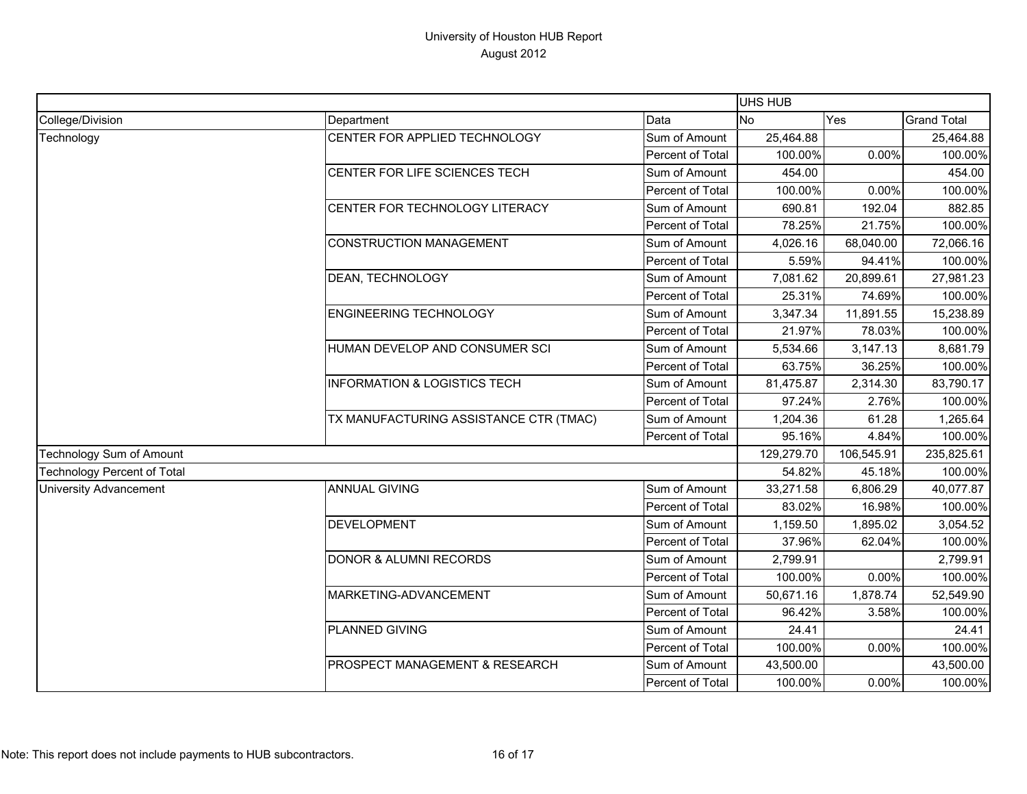# University of Houston HUB Report
## August 2012

| | | | UHS HUB | | |
|---|---|---|---|---|---|
| College/Division | Department | Data | No | Yes | Grand Total |
| Technology | CENTER FOR APPLIED TECHNOLOGY | Sum of Amount | 25,464.88 | | 25,464.88 |
| | | Percent of Total | 100.00% | 0.00% | 100.00% |
| | CENTER FOR LIFE SCIENCES TECH | Sum of Amount | 454.00 | | 454.00 |
| | | Percent of Total | 100.00% | 0.00% | 100.00% |
| | CENTER FOR TECHNOLOGY LITERACY | Sum of Amount | 690.81 | 192.04 | 882.85 |
| | | Percent of Total | 78.25% | 21.75% | 100.00% |
| | CONSTRUCTION MANAGEMENT | Sum of Amount | 4,026.16 | 68,040.00 | 72,066.16 |
| | | Percent of Total | 5.59% | 94.41% | 100.00% |
| | DEAN, TECHNOLOGY | Sum of Amount | 7,081.62 | 20,899.61 | 27,981.23 |
| | | Percent of Total | 25.31% | 74.69% | 100.00% |
| | ENGINEERING TECHNOLOGY | Sum of Amount | 3,347.34 | 11,891.55 | 15,238.89 |
| | | Percent of Total | 21.97% | 78.03% | 100.00% |
| | HUMAN DEVELOP AND CONSUMER SCI | Sum of Amount | 5,534.66 | 3,147.13 | 8,681.79 |
| | | Percent of Total | 63.75% | 36.25% | 100.00% |
| | INFORMATION & LOGISTICS TECH | Sum of Amount | 81,475.87 | 2,314.30 | 83,790.17 |
| | | Percent of Total | 97.24% | 2.76% | 100.00% |
| | TX MANUFACTURING ASSISTANCE CTR (TMAC) | Sum of Amount | 1,204.36 | 61.28 | 1,265.64 |
| | | Percent of Total | 95.16% | 4.84% | 100.00% |
| Technology Sum of Amount | | | 129,279.70 | 106,545.91 | 235,825.61 |
| Technology Percent of Total | | | 54.82% | 45.18% | 100.00% |
| University Advancement | ANNUAL GIVING | Sum of Amount | 33,271.58 | 6,806.29 | 40,077.87 |
| | | Percent of Total | 83.02% | 16.98% | 100.00% |
| | DEVELOPMENT | Sum of Amount | 1,159.50 | 1,895.02 | 3,054.52 |
| | | Percent of Total | 37.96% | 62.04% | 100.00% |
| | DONOR & ALUMNI RECORDS | Sum of Amount | 2,799.91 | | 2,799.91 |
| | | Percent of Total | 100.00% | 0.00% | 100.00% |
| | MARKETING-ADVANCEMENT | Sum of Amount | 50,671.16 | 1,878.74 | 52,549.90 |
| | | Percent of Total | 96.42% | 3.58% | 100.00% |
| | PLANNED GIVING | Sum of Amount | 24.41 | | 24.41 |
| | | Percent of Total | 100.00% | 0.00% | 100.00% |
| | PROSPECT MANAGEMENT & RESEARCH | Sum of Amount | 43,500.00 | | 43,500.00 |
| | | Percent of Total | 100.00% | 0.00% | 100.00% |

Note: This report does not include payments to HUB subcontractors.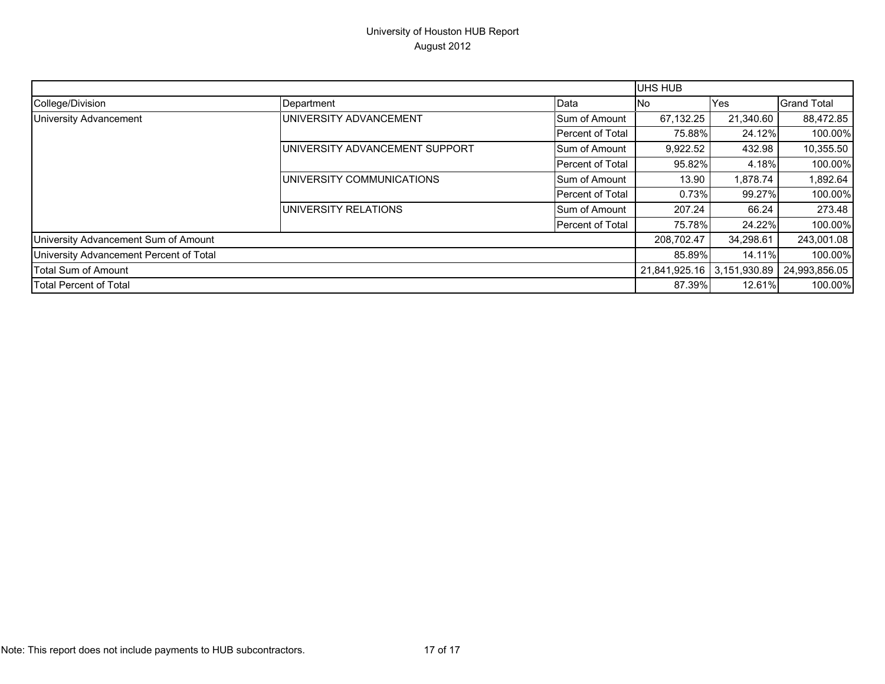# University of Houston HUB Report

August 2012

| | | | UHS HUB | | |
|---|---|---|---|---|---|
| College/Division | Department | Data | No | Yes | Grand Total |
| University Advancement | UNIVERSITY ADVANCEMENT | Sum of Amount | 67,132.25 | 21,340.60 | 88,472.85 |
| | | Percent of Total | 75.88% | 24.12% | 100.00% |
| | UNIVERSITY ADVANCEMENT SUPPORT | Sum of Amount | 9,922.52 | 432.98 | 10,355.50 |
| | | Percent of Total | 95.82% | 4.18% | 100.00% |
| | UNIVERSITY COMMUNICATIONS | Sum of Amount | 13.90 | 1,878.74 | 1,892.64 |
| | | Percent of Total | 0.73% | 99.27% | 100.00% |
| | UNIVERSITY RELATIONS | Sum of Amount | 207.24 | 66.24 | 273.48 |
| | | Percent of Total | 75.78% | 24.22% | 100.00% |
| University Advancement Sum of Amount | | | 208,702.47 | 34,298.61 | 243,001.08 |
| University Advancement Percent of Total | | | 85.89% | 14.11% | 100.00% |
| Total Sum of Amount | | | 21,841,925.16 | 3,151,930.89 | 24,993,856.05 |
| Total Percent of Total | | | 87.39% | 12.61% | 100.00% |

Note: This report does not include payments to HUB subcontractors.